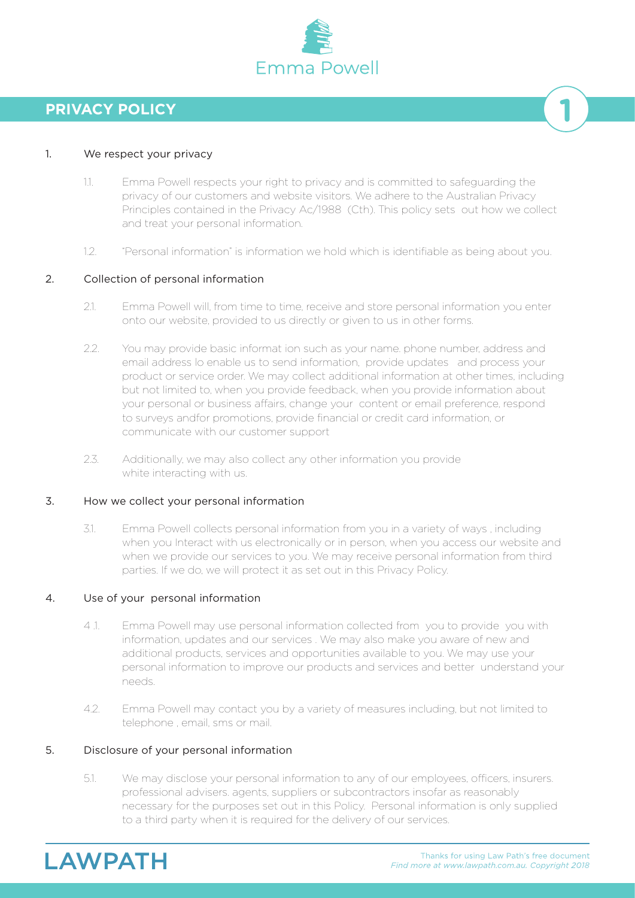Emma Powell

# PRIVACY POLICY

## 1. We respect your privacy

1.1. Emma Powell respects your right to privacy and is committed to safeguarding the privacy of our customers and website visitors. We adhere to the Australian Privacy Principles contained in the Privacy Ac/1988 (Cth). This policy sets out how we collect and treat your personal information.

1.2. "Personal information" is information we hold which is identifiable as being about you.

## 2. Collection of personal information

2.1. Emma Powell will, from time to time, receive and store personal information you enter onto our website, provided to us directly or given to us in other forms.

2.2. You may provide basic informat ion such as your name. phone number, address and email address lo enable us to send information, provide updates and process your product or service order. We may collect additional information at other times, including but not limited to, when you provide feedback, when you provide information about your personal or business affairs, change your content or email preference, respond to surveys andfor promotions, provide financial or credit card information, or communicate with our customer support

2.3. Additionally, we may also collect any other information you provide white interacting with us.

## 3. How we collect your personal information

3.1. Emma Powell collects personal information from you in a variety of ways , including when you Interact with us electronically or in person, when you access our website and when we provide our services to you. We may receive personal information from third parties. If we do, we will protect it as set out in this Privacy Policy.

## 4. Use of your personal information

4.1. Emma Powell may use personal information collected from you to provide you with information, updates and our services . We may also make you aware of new and additional products, services and opportunities available to you. We may use your personal information to improve our products and services and better understand your needs.

4.2. Emma Powell may contact you by a variety of measures including, but not limited to telephone , email, sms or mail.

## 5. Disclosure of your personal information

5.1. We may disclose your personal information to any of our employees, officers, insurers. professional advisers. agents, suppliers or subcontractors insofar as reasonably necessary for the purposes set out in this Policy. Personal information is only supplied to a third party when it is required for the delivery of our services.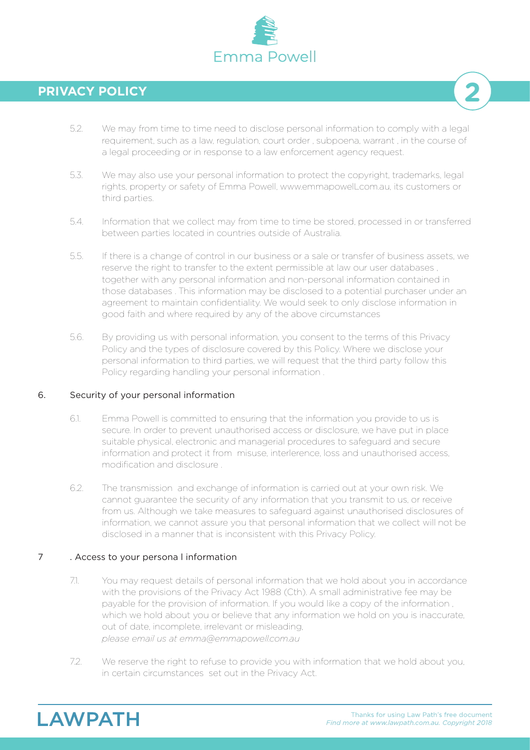5.2. We may from time to time need to disclose personal information to comply with a legal requirement, such as a law, regulation, court order , subpoena, warrant , in the course of a legal proceeding or in response to a law enforcement agency request.

5.3. We may also use your personal information to protect the copyright, trademarks, legal rights, property or safety of Emma Powell, www.emmapowell.com.au, its customers or third parties.

5.4. Information that we collect may from time to time be stored, processed in or transferred between parties located in countries outside of Australia.

5.5. If there is a change of control in our business or a sale or transfer of business assets, we reserve the right to transfer to the extent permissible at law our user databases , together with any personal information and non-personal information contained in those databases . This information may be disclosed to a potential purchaser under an agreement to maintain confidentiality. We would seek to only disclose information in good faith and where required by any of the above circumstances

5.6. By providing us with personal information, you consent to the terms of this Privacy Policy and the types of disclosure covered by this Policy. Where we disclose your personal information to third parties, we will request that the third party follow this Policy regarding handling your personal information .

## 6. Security of your personal information

6.1. Emma Powell is committed to ensuring that the information you provide to us is secure. In order to prevent unauthorised access or disclosure, we have put in place suitable physical, electronic and managerial procedures to safeguard and secure information and protect it from misuse, interlerence, loss and unauthorised access, modification and disclosure .

6.2. The transmission and exchange of information is carried out at your own risk. We cannot guarantee the security of any information that you transmit to us, or receive from us. Although we take measures to safeguard against unauthorised disclosures of information, we cannot assure you that personal information that we collect will not be disclosed in a manner that is inconsistent with this Privacy Policy.

## 7 . Access to your persona l information

7.1. You may request details of personal information that we hold about you in accordance with the provisions of the Privacy Act 1988 (Cth). A small administrative fee may be payable for the provision of information. If you would like a copy of the information , which we hold about you or believe that any information we hold on you is inaccurate, out of date, incomplete, irrelevant or misleading,
*please email us at emma@emmapowell.com.au*

7.2. We reserve the right to refuse to provide you with information that we hold about you, in certain circumstances set out in the Privacy Act.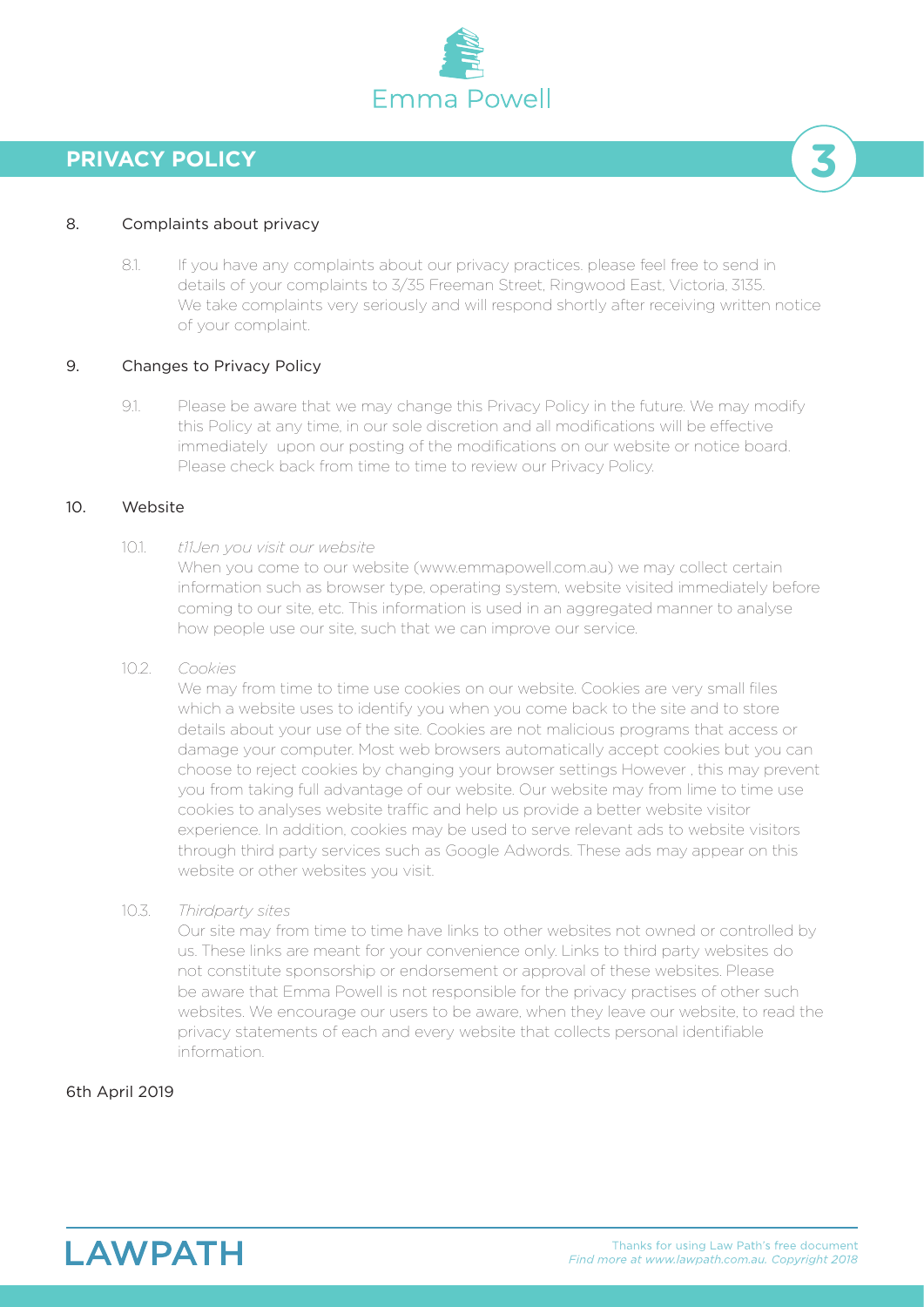# PRIVACY POLICY

## 8. Complaints about privacy

8.1. If you have any complaints about our privacy practices. please feel free to send in details of your complaints to 3/35 Freeman Street, Ringwood East, Victoria, 3135. We take complaints very seriously and will respond shortly after receiving written notice of your complaint.

## 9. Changes to Privacy Policy

9.1. Please be aware that we may change this Privacy Policy in the future. We may modify this Policy at any time, in our sole discretion and all modifications will be effective immediately upon our posting of the modifications on our website or notice board. Please check back from time to time to review our Privacy Policy.

## 10. Website

10.1. *t11Jen you visit our website*

When you come to our website (www.emmapowell.com.au) we may collect certain information such as browser type, operating system, website visited immediately before coming to our site, etc. This information is used in an aggregated manner to analyse how people use our site, such that we can improve our service.

10.2. *Cookies*

We may from time to time use cookies on our website. Cookies are very small files which a website uses to identify you when you come back to the site and to store details about your use of the site. Cookies are not malicious programs that access or damage your computer. Most web browsers automatically accept cookies but you can choose to reject cookies by changing your browser settings However , this may prevent you from taking full advantage of our website. Our website may from lime to time use cookies to analyses website traffic and help us provide a better website visitor experience. In addition, cookies may be used to serve relevant ads to website visitors through third party services such as Google Adwords. These ads may appear on this website or other websites you visit.

10.3. *Thirdparty sites*

Our site may from time to time have links to other websites not owned or controlled by us. These links are meant for your convenience only. Links to third party websites do not constitute sponsorship or endorsement or approval of these websites. Please be aware that Emma Powell is not responsible for the privacy practises of other such websites. We encourage our users to be aware, when they leave our website, to read the privacy statements of each and every website that collects personal identifiable information.

6th April 2019